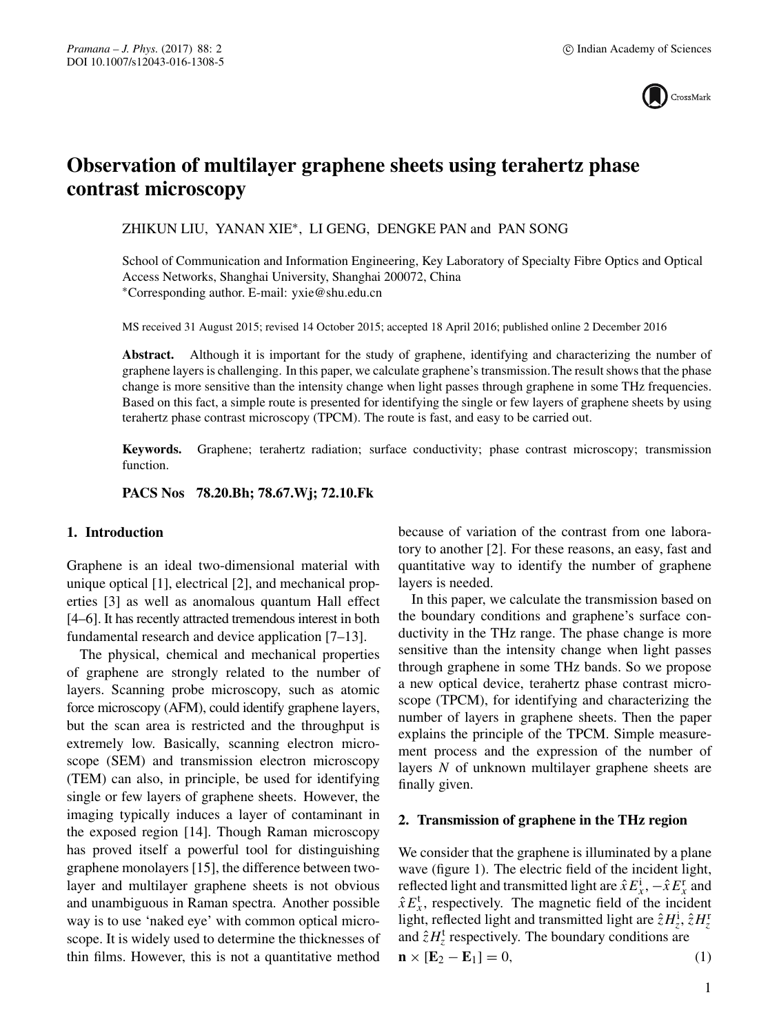# Observation of multilayer graphene sheets using terahertz phase contrast microscopy

ZHIKUN LIU, YANAN XIE*, LI GENG, DENGKE PAN and PAN SONG

School of Communication and Information Engineering, Key Laboratory of Specialty Fibre Optics and Optical Access Networks, Shanghai University, Shanghai 200072, China
*Corresponding author. E-mail: yxie@shu.edu.cn

MS received 31 August 2015; revised 14 October 2015; accepted 18 April 2016; published online 2 December 2016

**Abstract.** Although it is important for the study of graphene, identifying and characterizing the number of graphene layers is challenging. In this paper, we calculate graphene's transmission. The result shows that the phase change is more sensitive than the intensity change when light passes through graphene in some THz frequencies. Based on this fact, a simple route is presented for identifying the single or few layers of graphene sheets by using terahertz phase contrast microscopy (TPCM). The route is fast, and easy to be carried out.

**Keywords.** Graphene; terahertz radiation; surface conductivity; phase contrast microscopy; transmission function.

**PACS Nos 78.20.Bh; 78.67.Wj; 72.10.Fk**

## 1. Introduction

Graphene is an ideal two-dimensional material with unique optical [1], electrical [2], and mechanical properties [3] as well as anomalous quantum Hall effect [4–6]. It has recently attracted tremendous interest in both fundamental research and device application [7–13].

The physical, chemical and mechanical properties of graphene are strongly related to the number of layers. Scanning probe microscopy, such as atomic force microscopy (AFM), could identify graphene layers, but the scan area is restricted and the throughput is extremely low. Basically, scanning electron microscope (SEM) and transmission electron microscopy (TEM) can also, in principle, be used for identifying single or few layers of graphene sheets. However, the imaging typically induces a layer of contaminant in the exposed region [14]. Though Raman microscopy has proved itself a powerful tool for distinguishing graphene monolayers [15], the difference between two-layer and multilayer graphene sheets is not obvious and unambiguous in Raman spectra. Another possible way is to use 'naked eye' with common optical microscope. It is widely used to determine the thicknesses of thin films. However, this is not a quantitative method because of variation of the contrast from one laboratory to another [2]. For these reasons, an easy, fast and quantitative way to identify the number of graphene layers is needed.

In this paper, we calculate the transmission based on the boundary conditions and graphene's surface conductivity in the THz range. The phase change is more sensitive than the intensity change when light passes through graphene in some THz bands. So we propose a new optical device, terahertz phase contrast microscope (TPCM), for identifying and characterizing the number of layers in graphene sheets. Then the paper explains the principle of the TPCM. Simple measurement process and the expression of the number of layers $N$ of unknown multilayer graphene sheets are finally given.

## 2. Transmission of graphene in the THz region

We consider that the graphene is illuminated by a plane wave (figure 1). The electric field of the incident light, reflected light and transmitted light are $\hat{x}E_x^{\mathrm{i}}$, $-\hat{x}E_x^{\mathrm{r}}$ and $\hat{x}E_x^{\mathrm{t}}$, respectively. The magnetic field of the incident light, reflected light and transmitted light are $\hat{z}H_z^{\mathrm{i}}$, $\hat{z}H_z^{\mathrm{r}}$ and $\hat{z}H_z^{\mathrm{t}}$ respectively. The boundary conditions are

$$\mathbf{n} \times [\mathbf{E}_2 - \mathbf{E}_1] = 0, \tag{1}$$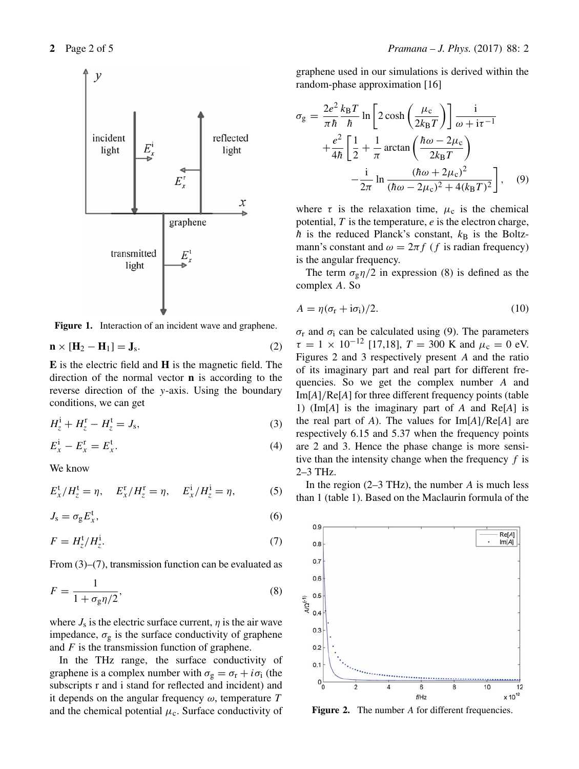Figure 1. Interaction of an incident wave and graphene.

$$\mathbf{n} \times [\mathbf{H}_2 - \mathbf{H}_1] = \mathbf{J}_\mathrm{s}. \tag{2}$$

**E** is the electric field and **H** is the magnetic field. The direction of the normal vector **n** is according to the reverse direction of the $y$-axis. Using the boundary conditions, we can get

$$H_z^\mathrm{i} + H_z^\mathrm{r} - H_z^\mathrm{t} = J_\mathrm{s}, \tag{3}$$

$$E_x^\mathrm{i} - E_x^\mathrm{r} = E_x^\mathrm{t}. \tag{4}$$

We know

$$E_x^\mathrm{t}/H_z^\mathrm{t} = \eta, \quad E_x^\mathrm{r}/H_z^\mathrm{r} = \eta, \quad E_x^\mathrm{i}/H_z^\mathrm{i} = \eta, \tag{5}$$

$$J_\mathrm{s} = \sigma_\mathrm{g} E_x^\mathrm{t}, \tag{6}$$

$$F = H_z^\mathrm{t}/H_z^\mathrm{i}. \tag{7}$$

From (3)–(7), transmission function can be evaluated as

$$F = \frac{1}{1 + \sigma_\mathrm{g}\eta/2}, \tag{8}$$

where $J_\mathrm{s}$ is the electric surface current, $\eta$ is the air wave impedance, $\sigma_\mathrm{g}$ is the surface conductivity of graphene and $F$ is the transmission function of graphene.

In the THz range, the surface conductivity of graphene is a complex number with $\sigma_\mathrm{g} = \sigma_\mathrm{r} + i\sigma_\mathrm{i}$ (the subscripts r and i stand for reflected and incident) and it depends on the angular frequency $\omega$, temperature $T$ and the chemical potential $\mu_\mathrm{c}$. Surface conductivity of graphene used in our simulations is derived within the random-phase approximation [16]

$$\sigma_\mathrm{g} = \frac{2e^2}{\pi\hbar}\frac{k_\mathrm{B}T}{\hbar}\ln\left[2\cosh\left(\frac{\mu_\mathrm{c}}{2k_\mathrm{B}T}\right)\right]\frac{\mathrm{i}}{\omega + \mathrm{i}\tau^{-1}} + \frac{e^2}{4\hbar}\left[\frac{1}{2} + \frac{1}{\pi}\arctan\left(\frac{\hbar\omega - 2\mu_\mathrm{c}}{2k_\mathrm{B}T}\right) - \frac{\mathrm{i}}{2\pi}\ln\frac{(\hbar\omega + 2\mu_\mathrm{c})^2}{(\hbar\omega - 2\mu_\mathrm{c})^2 + 4(k_\mathrm{B}T)^2}\right], \tag{9}$$

where $\tau$ is the relaxation time, $\mu_\mathrm{c}$ is the chemical potential, $T$ is the temperature, $e$ is the electron charge, $\hbar$ is the reduced Planck's constant, $k_\mathrm{B}$ is the Boltzmann's constant and $\omega = 2\pi f$ ($f$ is radian frequency) is the angular frequency.

The term $\sigma_\mathrm{g}\eta/2$ in expression (8) is defined as the complex $A$. So

$$A = \eta(\sigma_\mathrm{r} + \mathrm{i}\sigma_\mathrm{i})/2. \tag{10}$$

$\sigma_\mathrm{r}$ and $\sigma_\mathrm{i}$ can be calculated using (9). The parameters $\tau = 1 \times 10^{-12}$ [17,18], $T = 300$ K and $\mu_\mathrm{c} = 0$ eV. Figures 2 and 3 respectively present $A$ and the ratio of its imaginary part and real part for different frequencies. So we get the complex number $A$ and Im[$A$]/Re[$A$] for three different frequency points (table 1) (Im[$A$] is the imaginary part of $A$ and Re[$A$] is the real part of $A$). The values for Im[$A$]/Re[$A$] are respectively 6.15 and 5.37 when the frequency points are 2 and 3. Hence the phase change is more sensitive than the intensity change when the frequency $f$ is 2–3 THz.

In the region (2–3 THz), the number $A$ is much less than 1 (table 1). Based on the Maclaurin formula of the

Figure 2. The number $A$ for different frequencies.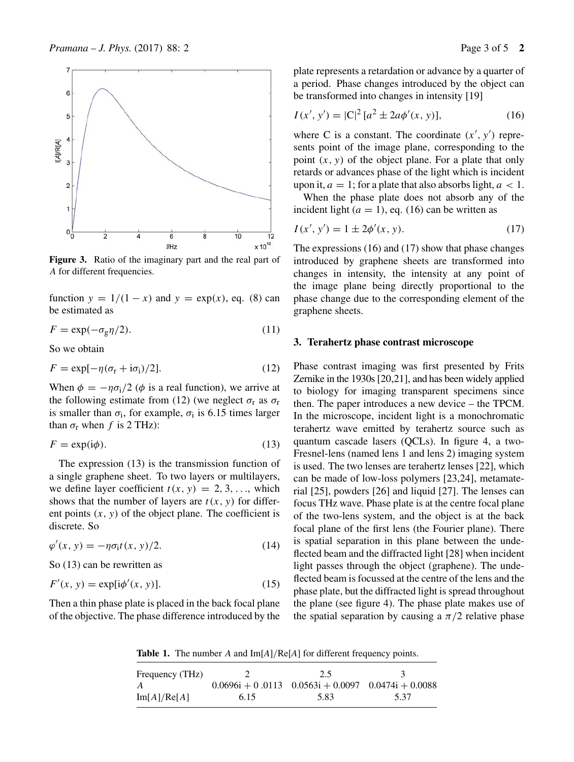Figure 3. Ratio of the imaginary part and the real part of $A$ for different frequencies.

function $y = 1/(1-x)$ and $y = \exp(x)$, eq. (8) can be estimated as

$$F = \exp(-\sigma_g \eta/2). \tag{11}$$

So we obtain

$$F = \exp[-\eta(\sigma_r + i\sigma_i)/2]. \tag{12}$$

When $\phi = -\eta\sigma_i/2$ ($\phi$ is a real function), we arrive at the following estimate from (12) (we neglect $\sigma_r$ as $\sigma_r$ is smaller than $\sigma_i$, for example, $\sigma_i$ is 6.15 times larger than $\sigma_r$ when $f$ is 2 THz):

$$F = \exp(i\phi). \tag{13}$$

The expression (13) is the transmission function of a single graphene sheet. To two layers or multilayers, we define layer coefficient $t(x, y) = 2, 3, \ldots$, which shows that the number of layers are $t(x, y)$ for different points $(x, y)$ of the object plane. The coefficient is discrete. So

$$\varphi'(x, y) = -\eta\sigma_i t(x, y)/2. \tag{14}$$

So (13) can be rewritten as

$$F'(x, y) = \exp[i\phi'(x, y)]. \tag{15}$$

Then a thin phase plate is placed in the back focal plane of the objective. The phase difference introduced by the plate represents a retardation or advance by a quarter of a period. Phase changes introduced by the object can be transformed into changes in intensity [19]

$$I(x', y') = |C|^2 [a^2 \pm 2a\phi'(x, y)], \tag{16}$$

where C is a constant. The coordinate $(x', y')$ represents point of the image plane, corresponding to the point $(x, y)$ of the object plane. For a plate that only retards or advances phase of the light which is incident upon it, $a = 1$; for a plate that also absorbs light, $a < 1$.

When the phase plate does not absorb any of the incident light ($a = 1$), eq. (16) can be written as

$$I(x', y') = 1 \pm 2\phi'(x, y). \tag{17}$$

The expressions (16) and (17) show that phase changes introduced by graphene sheets are transformed into changes in intensity, the intensity at any point of the image plane being directly proportional to the phase change due to the corresponding element of the graphene sheets.

## 3. Terahertz phase contrast microscope

Phase contrast imaging was first presented by Frits Zernike in the 1930s [20,21], and has been widely applied to biology for imaging transparent specimens since then. The paper introduces a new device – the TPCM. In the microscope, incident light is a monochromatic terahertz wave emitted by terahertz source such as quantum cascade lasers (QCLs). In figure 4, a two-Fresnel-lens (named lens 1 and lens 2) imaging system is used. The two lenses are terahertz lenses [22], which can be made of low-loss polymers [23,24], metamaterial [25], powders [26] and liquid [27]. The lenses can focus THz wave. Phase plate is at the centre focal plane of the two-lens system, and the object is at the back focal plane of the first lens (the Fourier plane). There is spatial separation in this plane between the undeflected beam and the diffracted light [28] when incident light passes through the object (graphene). The undeflected beam is focussed at the centre of the lens and the phase plate, but the diffracted light is spread throughout the plane (see figure 4). The phase plate makes use of the spatial separation by causing a $\pi/2$ relative phase

**Table 1.** The number $A$ and Im[$A$]/Re[$A$] for different frequency points.

| Frequency (THz) | 2 | 2.5 | 3 |
|---|---|---|---|
| $A$ | $0.0696i + 0.0113$ | $0.0563i + 0.0097$ | $0.0474i + 0.0088$ |
| Im[$A$]/Re[$A$] | 6.15 | 5.83 | 5.37 |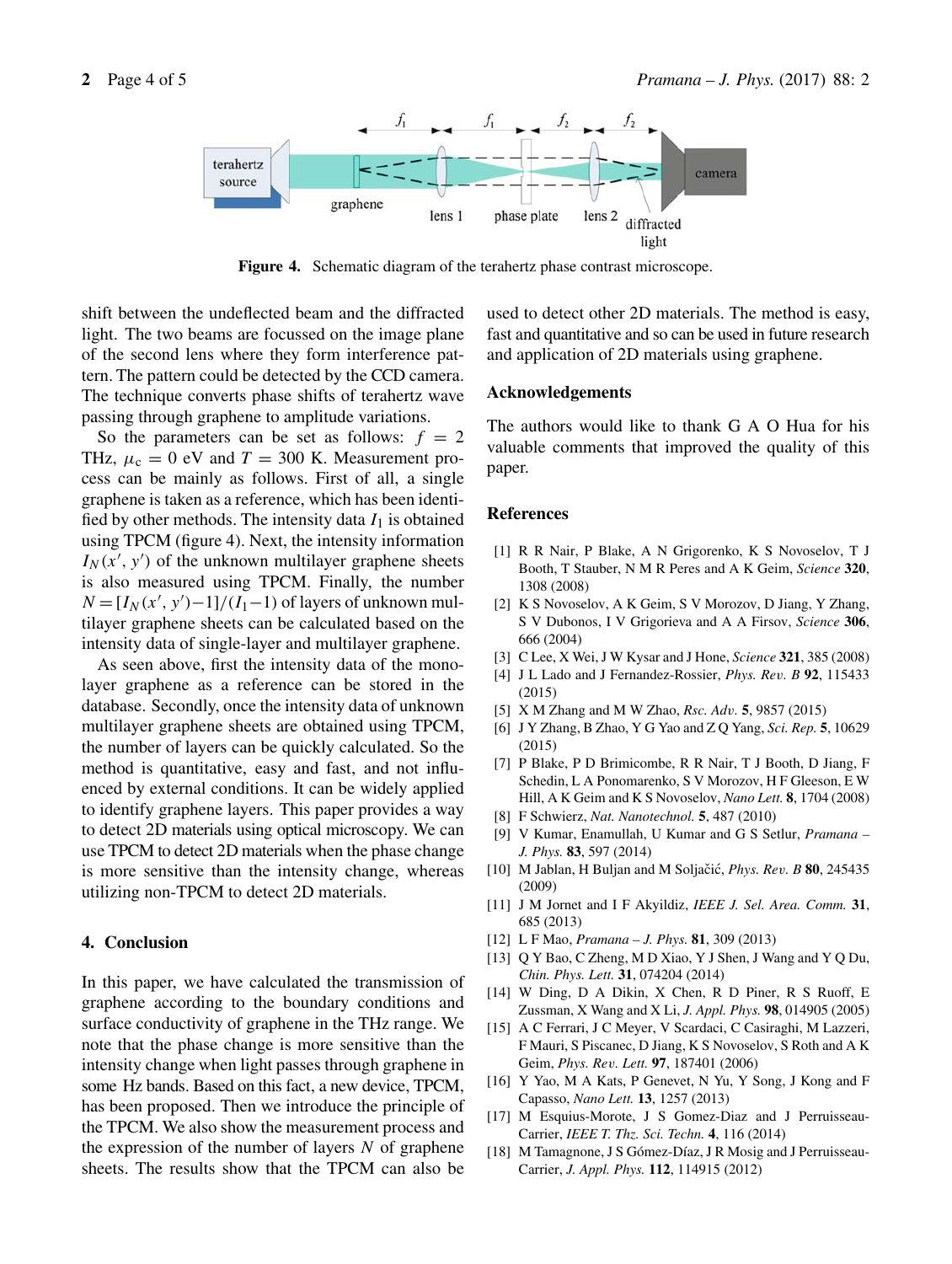Figure 4. Schematic diagram of the terahertz phase contrast microscope.

shift between the undeflected beam and the diffracted light. The two beams are focussed on the image plane of the second lens where they form interference pattern. The pattern could be detected by the CCD camera. The technique converts phase shifts of terahertz wave passing through graphene to amplitude variations.

So the parameters can be set as follows: $f = 2$ THz, $\mu_c = 0$ eV and $T = 300$ K. Measurement process can be mainly as follows. First of all, a single graphene is taken as a reference, which has been identified by other methods. The intensity data $I_1$ is obtained using TPCM (figure 4). Next, the intensity information $I_N(x', y')$ of the unknown multilayer graphene sheets is also measured using TPCM. Finally, the number $N = [I_N(x', y') - 1]/(I_1 - 1)$ of layers of unknown multilayer graphene sheets can be calculated based on the intensity data of single-layer and multilayer graphene.

As seen above, first the intensity data of the monolayer graphene as a reference can be stored in the database. Secondly, once the intensity data of unknown multilayer graphene sheets are obtained using TPCM, the number of layers can be quickly calculated. So the method is quantitative, easy and fast, and not influenced by external conditions. It can be widely applied to identify graphene layers. This paper provides a way to detect 2D materials using optical microscopy. We can use TPCM to detect 2D materials when the phase change is more sensitive than the intensity change, whereas utilizing non-TPCM to detect 2D materials.

## 4. Conclusion

In this paper, we have calculated the transmission of graphene according to the boundary conditions and surface conductivity of graphene in the THz range. We note that the phase change is more sensitive than the intensity change when light passes through graphene in some Hz bands. Based on this fact, a new device, TPCM, has been proposed. Then we introduce the principle of the TPCM. We also show the measurement process and the expression of the number of layers $N$ of graphene sheets. The results show that the TPCM can also be used to detect other 2D materials. The method is easy, fast and quantitative and so can be used in future research and application of 2D materials using graphene.

## Acknowledgements

The authors would like to thank G A O Hua for his valuable comments that improved the quality of this paper.

## References

[1] R R Nair, P Blake, A N Grigorenko, K S Novoselov, T J Booth, T Stauber, N M R Peres and A K Geim, *Science* **320**, 1308 (2008)

[2] K S Novoselov, A K Geim, S V Morozov, D Jiang, Y Zhang, S V Dubonos, I V Grigorieva and A A Firsov, *Science* **306**, 666 (2004)

[3] C Lee, X Wei, J W Kysar and J Hone, *Science* **321**, 385 (2008)

[4] J L Lado and J Fernandez-Rossier, *Phys. Rev. B* **92**, 115433 (2015)

[5] X M Zhang and M W Zhao, *Rsc. Adv.* **5**, 9857 (2015)

[6] J Y Zhang, B Zhao, Y G Yao and Z Q Yang, *Sci. Rep.* **5**, 10629 (2015)

[7] P Blake, P D Brimicombe, R R Nair, T J Booth, D Jiang, F Schedin, L A Ponomarenko, S V Morozov, H F Gleeson, E W Hill, A K Geim and K S Novoselov, *Nano Lett.* **8**, 1704 (2008)

[8] F Schwierz, *Nat. Nanotechnol.* **5**, 487 (2010)

[9] V Kumar, Enamullah, U Kumar and G S Setlur, *Pramana – J. Phys.* **83**, 597 (2014)

[10] M Jablan, H Buljan and M Soljačić, *Phys. Rev. B* **80**, 245435 (2009)

[11] J M Jornet and I F Akyildiz, *IEEE J. Sel. Area. Comm.* **31**, 685 (2013)

[12] L F Mao, *Pramana – J. Phys.* **81**, 309 (2013)

[13] Q Y Bao, C Zheng, M D Xiao, Y J Shen, J Wang and Y Q Du, *Chin. Phys. Lett.* **31**, 074204 (2014)

[14] W Ding, D A Dikin, X Chen, R D Piner, R S Ruoff, E Zussman, X Wang and X Li, *J. Appl. Phys.* **98**, 014905 (2005)

[15] A C Ferrari, J C Meyer, V Scardaci, C Casiraghi, M Lazzeri, F Mauri, S Piscanec, D Jiang, K S Novoselov, S Roth and A K Geim, *Phys. Rev. Lett.* **97**, 187401 (2006)

[16] Y Yao, M A Kats, P Genevet, N Yu, Y Song, J Kong and F Capasso, *Nano Lett.* **13**, 1257 (2013)

[17] M Esquius-Morote, J S Gomez-Diaz and J Perruisseau-Carrier, *IEEE T. Thz. Sci. Techn.* **4**, 116 (2014)

[18] M Tamagnone, J S Gómez-Díaz, J R Mosig and J Perruisseau-Carrier, *J. Appl. Phys.* **112**, 114915 (2012)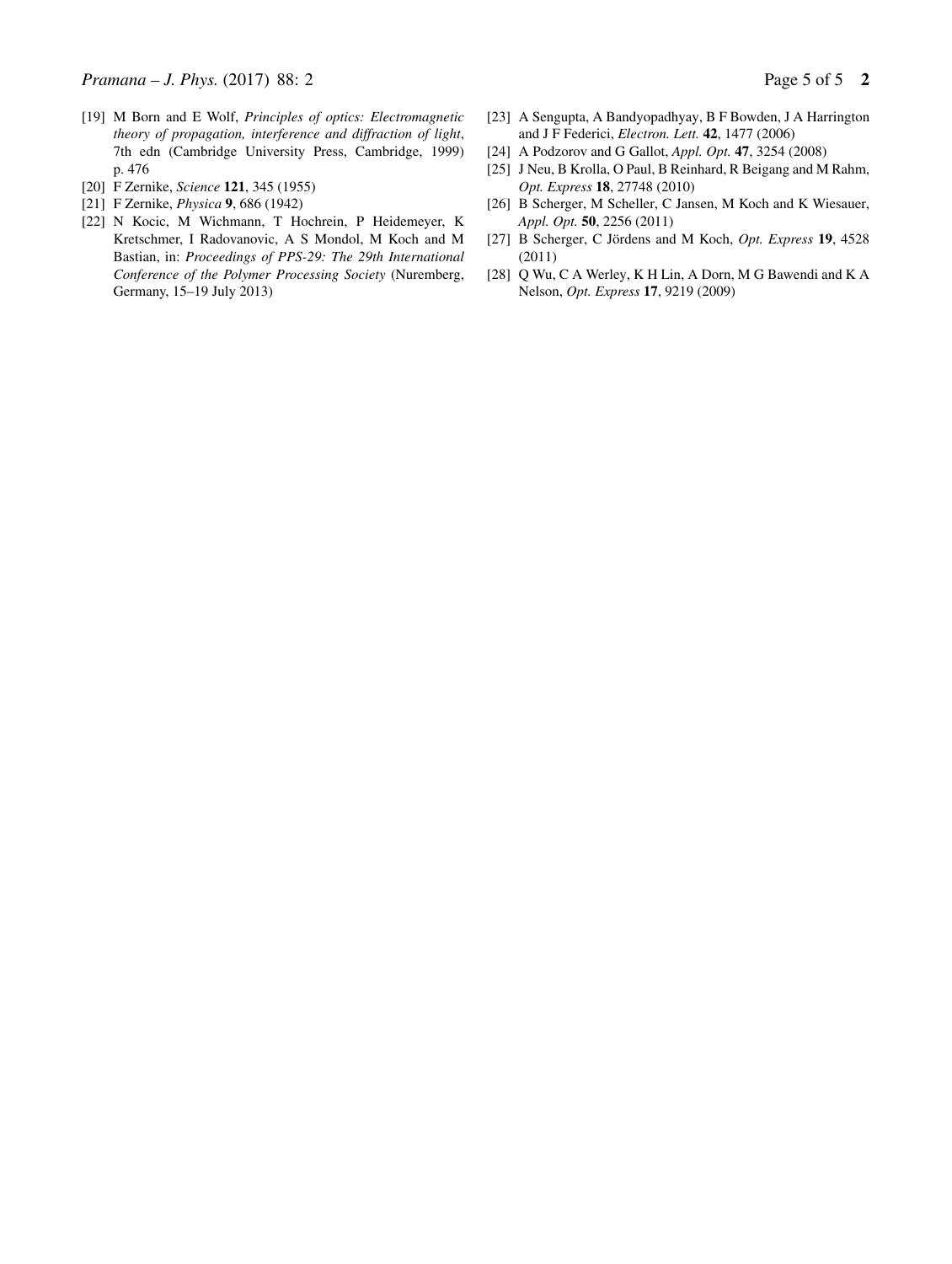[19] M Born and E Wolf, *Principles of optics: Electromagnetic theory of propagation, interference and diffraction of light*, 7th edn (Cambridge University Press, Cambridge, 1999) p. 476

[20] F Zernike, *Science* **121**, 345 (1955)

[21] F Zernike, *Physica* **9**, 686 (1942)

[22] N Kocic, M Wichmann, T Hochrein, P Heidemeyer, K Kretschmer, I Radovanovic, A S Mondol, M Koch and M Bastian, in: *Proceedings of PPS-29: The 29th International Conference of the Polymer Processing Society* (Nuremberg, Germany, 15–19 July 2013)

[23] A Sengupta, A Bandyopadhyay, B F Bowden, J A Harrington and J F Federici, *Electron. Lett.* **42**, 1477 (2006)

[24] A Podzorov and G Gallot, *Appl. Opt.* **47**, 3254 (2008)

[25] J Neu, B Krolla, O Paul, B Reinhard, R Beigang and M Rahm, *Opt. Express* **18**, 27748 (2010)

[26] B Scherger, M Scheller, C Jansen, M Koch and K Wiesauer, *Appl. Opt.* **50**, 2256 (2011)

[27] B Scherger, C Jördens and M Koch, *Opt. Express* **19**, 4528 (2011)

[28] Q Wu, C A Werley, K H Lin, A Dorn, M G Bawendi and K A Nelson, *Opt. Express* **17**, 9219 (2009)